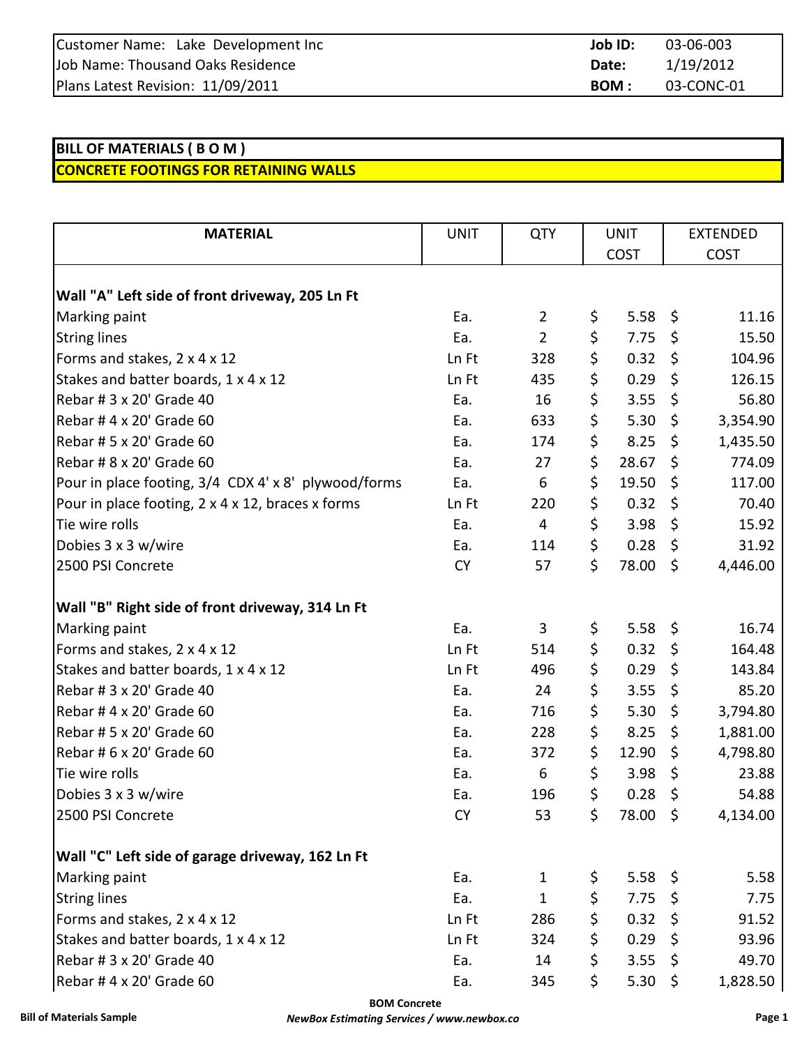| Customer Name: Lake Development Inc | **Job ID:** | 03-06-003 |
|---|---|---|
| Job Name: Thousand Oaks Residence | **Date:** | 1/19/2012 |
| Plans Latest Revision: 11/09/2011 | **BOM :** | 03-CONC-01 |

## BILL OF MATERIALS ( B O M )

## CONCRETE FOOTINGS FOR RETAINING WALLS

| MATERIAL | UNIT | QTY | UNIT COST | EXTENDED COST |
|---|---|---|---|---|
| **Wall "A" Left side of front driveway, 205 Ln Ft** | | | | |
| Marking paint | Ea. | 2 | $ 5.58 | $ 11.16 |
| String lines | Ea. | 2 | $ 7.75 | $ 15.50 |
| Forms and stakes, 2 x 4 x 12 | Ln Ft | 328 | $ 0.32 | $ 104.96 |
| Stakes and batter boards, 1 x 4 x 12 | Ln Ft | 435 | $ 0.29 | $ 126.15 |
| Rebar # 3 x 20' Grade 40 | Ea. | 16 | $ 3.55 | $ 56.80 |
| Rebar # 4 x 20' Grade 60 | Ea. | 633 | $ 5.30 | $ 3,354.90 |
| Rebar # 5 x 20' Grade 60 | Ea. | 174 | $ 8.25 | $ 1,435.50 |
| Rebar # 8 x 20' Grade 60 | Ea. | 27 | $ 28.67 | $ 774.09 |
| Pour in place footing, 3/4 CDX 4' x 8' plywood/forms | Ea. | 6 | $ 19.50 | $ 117.00 |
| Pour in place footing, 2 x 4 x 12, braces x forms | Ln Ft | 220 | $ 0.32 | $ 70.40 |
| Tie wire rolls | Ea. | 4 | $ 3.98 | $ 15.92 |
| Dobies 3 x 3 w/wire | Ea. | 114 | $ 0.28 | $ 31.92 |
| 2500 PSI Concrete | CY | 57 | $ 78.00 | $ 4,446.00 |
| **Wall "B" Right side of front driveway, 314 Ln Ft** | | | | |
| Marking paint | Ea. | 3 | $ 5.58 | $ 16.74 |
| Forms and stakes, 2 x 4 x 12 | Ln Ft | 514 | $ 0.32 | $ 164.48 |
| Stakes and batter boards, 1 x 4 x 12 | Ln Ft | 496 | $ 0.29 | $ 143.84 |
| Rebar # 3 x 20' Grade 40 | Ea. | 24 | $ 3.55 | $ 85.20 |
| Rebar # 4 x 20' Grade 60 | Ea. | 716 | $ 5.30 | $ 3,794.80 |
| Rebar # 5 x 20' Grade 60 | Ea. | 228 | $ 8.25 | $ 1,881.00 |
| Rebar # 6 x 20' Grade 60 | Ea. | 372 | $ 12.90 | $ 4,798.80 |
| Tie wire rolls | Ea. | 6 | $ 3.98 | $ 23.88 |
| Dobies 3 x 3 w/wire | Ea. | 196 | $ 0.28 | $ 54.88 |
| 2500 PSI Concrete | CY | 53 | $ 78.00 | $ 4,134.00 |
| **Wall "C" Left side of garage driveway, 162 Ln Ft** | | | | |
| Marking paint | Ea. | 1 | $ 5.58 | $ 5.58 |
| String lines | Ea. | 1 | $ 7.75 | $ 7.75 |
| Forms and stakes, 2 x 4 x 12 | Ln Ft | 286 | $ 0.32 | $ 91.52 |
| Stakes and batter boards, 1 x 4 x 12 | Ln Ft | 324 | $ 0.29 | $ 93.96 |
| Rebar # 3 x 20' Grade 40 | Ea. | 14 | $ 3.55 | $ 49.70 |
| Rebar # 4 x 20' Grade 60 | Ea. | 345 | $ 5.30 | $ 1,828.50 |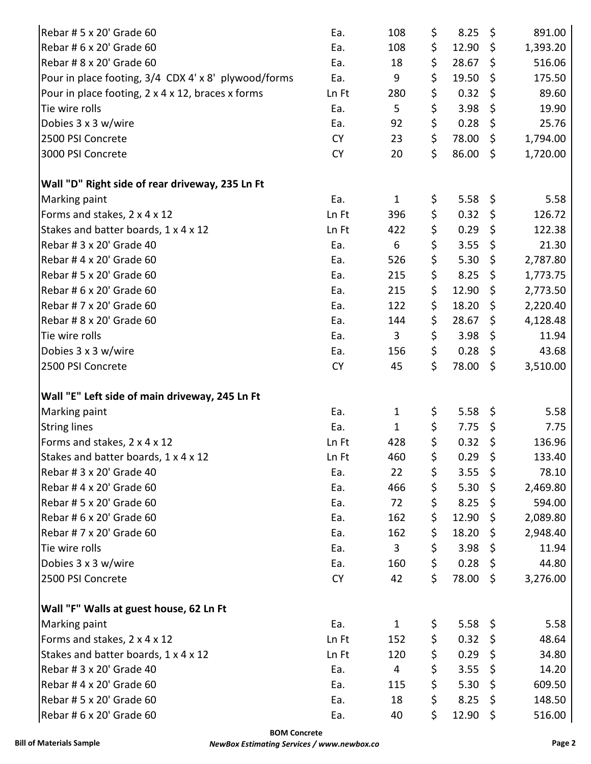| Item | Unit | Qty | Unit Price | Total |
|---|---|---|---|---|
| Rebar # 5 x 20' Grade 60 | Ea. | 108 | $ 8.25 | $ 891.00 |
| Rebar # 6 x 20' Grade 60 | Ea. | 108 | $ 12.90 | $ 1,393.20 |
| Rebar # 8 x 20' Grade 60 | Ea. | 18 | $ 28.67 | $ 516.06 |
| Pour in place footing, 3/4 CDX 4' x 8' plywood/forms | Ea. | 9 | $ 19.50 | $ 175.50 |
| Pour in place footing, 2 x 4 x 12, braces x forms | Ln Ft | 280 | $ 0.32 | $ 89.60 |
| Tie wire rolls | Ea. | 5 | $ 3.98 | $ 19.90 |
| Dobies 3 x 3 w/wire | Ea. | 92 | $ 0.28 | $ 25.76 |
| 2500 PSI Concrete | CY | 23 | $ 78.00 | $ 1,794.00 |
| 3000 PSI Concrete | CY | 20 | $ 86.00 | $ 1,720.00 |
| | | | | |
| **Wall "D" Right side of rear driveway, 235 Ln Ft** | | | | |
| Marking paint | Ea. | 1 | $ 5.58 | $ 5.58 |
| Forms and stakes, 2 x 4 x 12 | Ln Ft | 396 | $ 0.32 | $ 126.72 |
| Stakes and batter boards, 1 x 4 x 12 | Ln Ft | 422 | $ 0.29 | $ 122.38 |
| Rebar # 3 x 20' Grade 40 | Ea. | 6 | $ 3.55 | $ 21.30 |
| Rebar # 4 x 20' Grade 60 | Ea. | 526 | $ 5.30 | $ 2,787.80 |
| Rebar # 5 x 20' Grade 60 | Ea. | 215 | $ 8.25 | $ 1,773.75 |
| Rebar # 6 x 20' Grade 60 | Ea. | 215 | $ 12.90 | $ 2,773.50 |
| Rebar # 7 x 20' Grade 60 | Ea. | 122 | $ 18.20 | $ 2,220.40 |
| Rebar # 8 x 20' Grade 60 | Ea. | 144 | $ 28.67 | $ 4,128.48 |
| Tie wire rolls | Ea. | 3 | $ 3.98 | $ 11.94 |
| Dobies 3 x 3 w/wire | Ea. | 156 | $ 0.28 | $ 43.68 |
| 2500 PSI Concrete | CY | 45 | $ 78.00 | $ 3,510.00 |
| | | | | |
| **Wall "E" Left side of main driveway, 245 Ln Ft** | | | | |
| Marking paint | Ea. | 1 | $ 5.58 | $ 5.58 |
| String lines | Ea. | 1 | $ 7.75 | $ 7.75 |
| Forms and stakes, 2 x 4 x 12 | Ln Ft | 428 | $ 0.32 | $ 136.96 |
| Stakes and batter boards, 1 x 4 x 12 | Ln Ft | 460 | $ 0.29 | $ 133.40 |
| Rebar # 3 x 20' Grade 40 | Ea. | 22 | $ 3.55 | $ 78.10 |
| Rebar # 4 x 20' Grade 60 | Ea. | 466 | $ 5.30 | $ 2,469.80 |
| Rebar # 5 x 20' Grade 60 | Ea. | 72 | $ 8.25 | $ 594.00 |
| Rebar # 6 x 20' Grade 60 | Ea. | 162 | $ 12.90 | $ 2,089.80 |
| Rebar # 7 x 20' Grade 60 | Ea. | 162 | $ 18.20 | $ 2,948.40 |
| Tie wire rolls | Ea. | 3 | $ 3.98 | $ 11.94 |
| Dobies 3 x 3 w/wire | Ea. | 160 | $ 0.28 | $ 44.80 |
| 2500 PSI Concrete | CY | 42 | $ 78.00 | $ 3,276.00 |
| | | | | |
| **Wall "F" Walls at guest house, 62 Ln Ft** | | | | |
| Marking paint | Ea. | 1 | $ 5.58 | $ 5.58 |
| Forms and stakes, 2 x 4 x 12 | Ln Ft | 152 | $ 0.32 | $ 48.64 |
| Stakes and batter boards, 1 x 4 x 12 | Ln Ft | 120 | $ 0.29 | $ 34.80 |
| Rebar # 3 x 20' Grade 40 | Ea. | 4 | $ 3.55 | $ 14.20 |
| Rebar # 4 x 20' Grade 60 | Ea. | 115 | $ 5.30 | $ 609.50 |
| Rebar # 5 x 20' Grade 60 | Ea. | 18 | $ 8.25 | $ 148.50 |
| Rebar # 6 x 20' Grade 60 | Ea. | 40 | $ 12.90 | $ 516.00 |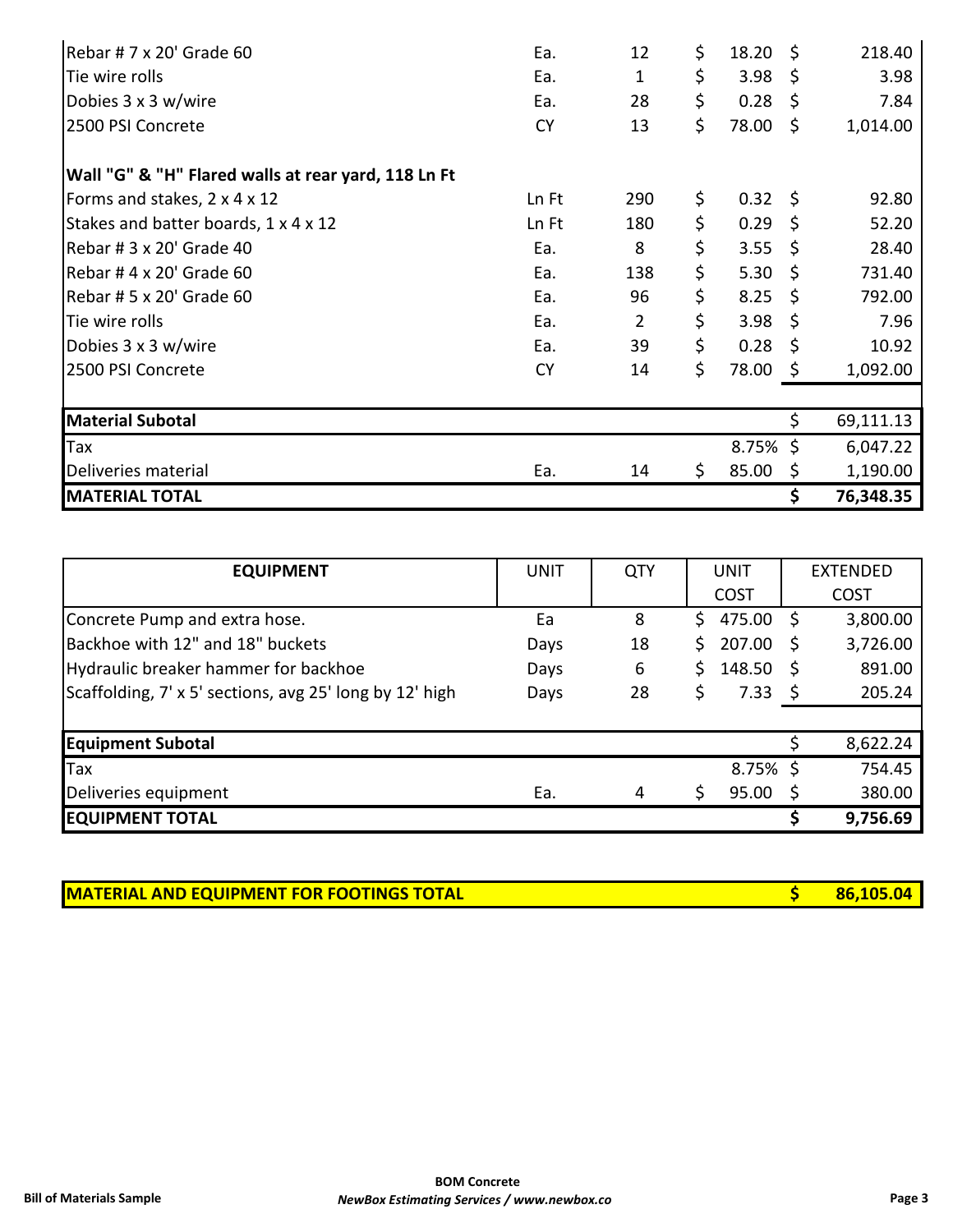| | | | | |
|---|---|---|---|---|
| Rebar # 7 x 20' Grade 60 | Ea. | 12 | $ 18.20 | $ 218.40 |
| Tie wire rolls | Ea. | 1 | $ 3.98 | $ 3.98 |
| Dobies 3 x 3 w/wire | Ea. | 28 | $ 0.28 | $ 7.84 |
| 2500 PSI Concrete | CY | 13 | $ 78.00 | $ 1,014.00 |
| **Wall "G" & "H" Flared walls at rear yard, 118 Ln Ft** | | | | |
| Forms and stakes, 2 x 4 x 12 | Ln Ft | 290 | $ 0.32 | $ 92.80 |
| Stakes and batter boards, 1 x 4 x 12 | Ln Ft | 180 | $ 0.29 | $ 52.20 |
| Rebar # 3 x 20' Grade 40 | Ea. | 8 | $ 3.55 | $ 28.40 |
| Rebar # 4 x 20' Grade 60 | Ea. | 138 | $ 5.30 | $ 731.40 |
| Rebar # 5 x 20' Grade 60 | Ea. | 96 | $ 8.25 | $ 792.00 |
| Tie wire rolls | Ea. | 2 | $ 3.98 | $ 7.96 |
| Dobies 3 x 3 w/wire | Ea. | 39 | $ 0.28 | $ 10.92 |
| 2500 PSI Concrete | CY | 14 | $ 78.00 | $ 1,092.00 |
| **Material Subotal** | | | | $ 69,111.13 |
| Tax | | | 8.75% | $ 6,047.22 |
| Deliveries material | Ea. | 14 | $ 85.00 | $ 1,190.00 |
| **MATERIAL TOTAL** | | | | **$ 76,348.35** |

| EQUIPMENT | UNIT | QTY | UNIT COST | EXTENDED COST |
|---|---|---|---|---|
| Concrete Pump and extra hose. | Ea | 8 | $ 475.00 | $ 3,800.00 |
| Backhoe with 12" and 18" buckets | Days | 18 | $ 207.00 | $ 3,726.00 |
| Hydraulic breaker hammer for backhoe | Days | 6 | $ 148.50 | $ 891.00 |
| Scaffolding, 7' x 5' sections, avg 25' long by 12' high | Days | 28 | $ 7.33 | $ 205.24 |
| **Equipment Subotal** | | | | $ 8,622.24 |
| Tax | | | 8.75% | $ 754.45 |
| Deliveries equipment | Ea. | 4 | $ 95.00 | $ 380.00 |
| **EQUIPMENT TOTAL** | | | | **$ 9,756.69** |

| | |
|---|---|
| **MATERIAL AND EQUIPMENT FOR FOOTINGS TOTAL** | **$ 86,105.04** |